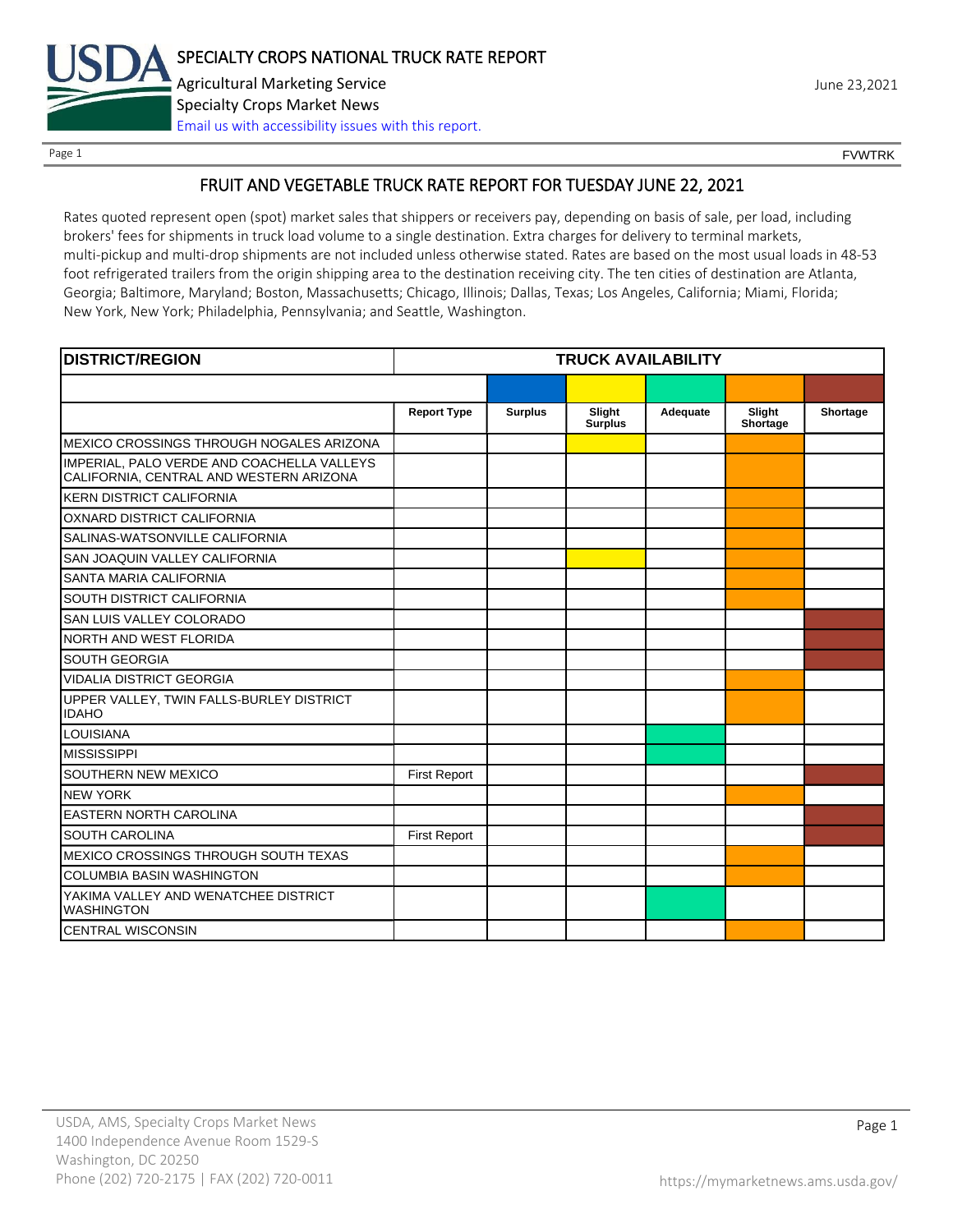# FRUIT AND VEGETABLE TRUCK RATE REPORT FOR TUESDAY JUNE 22, 2021

Rates quoted represent open (spot) market sales that shippers or receivers pay, depending on basis of sale, per load, including brokers' fees for shipments in truck load volume to a single destination. Extra charges for delivery to terminal markets, multi-pickup and multi-drop shipments are not included unless otherwise stated. Rates are based on the most usual loads in 48-53 foot refrigerated trailers from the origin shipping area to the destination receiving city. The ten cities of destination are Atlanta, Georgia; Baltimore, Maryland; Boston, Massachusetts; Chicago, Illinois; Dallas, Texas; Los Angeles, California; Miami, Florida; New York, New York; Philadelphia, Pennsylvania; and Seattle, Washington.

| DISTRICT/REGION | TRUCK AVAILABILITY | | | | | |
|---|---|---|---|---|---|---|
| | Report Type | Surplus | Slight Surplus | Adequate | Slight Shortage | Shortage |
| MEXICO CROSSINGS THROUGH NOGALES ARIZONA | | | X | | X | |
| IMPERIAL, PALO VERDE AND COACHELLA VALLEYS CALIFORNIA, CENTRAL AND WESTERN ARIZONA | | | | | X | |
| KERN DISTRICT CALIFORNIA | | | | | X | |
| OXNARD DISTRICT CALIFORNIA | | | | | X | |
| SALINAS-WATSONVILLE CALIFORNIA | | | | | X | |
| SAN JOAQUIN VALLEY CALIFORNIA | | | X | | X | |
| SANTA MARIA CALIFORNIA | | | | | X | |
| SOUTH DISTRICT CALIFORNIA | | | | | X | |
| SAN LUIS VALLEY COLORADO | | | | | | X |
| NORTH AND WEST FLORIDA | | | | | | X |
| SOUTH GEORGIA | | | | | | X |
| VIDALIA DISTRICT GEORGIA | | | | | X | |
| UPPER VALLEY, TWIN FALLS-BURLEY DISTRICT IDAHO | | | | | X | |
| LOUISIANA | | | | X | | |
| MISSISSIPPI | | | | X | | |
| SOUTHERN NEW MEXICO | First Report | | | | | X |
| NEW YORK | | | | | X | |
| EASTERN NORTH CAROLINA | | | | | | X |
| SOUTH CAROLINA | First Report | | | | | X |
| MEXICO CROSSINGS THROUGH SOUTH TEXAS | | | | | X | |
| COLUMBIA BASIN WASHINGTON | | | | | X | |
| YAKIMA VALLEY AND WENATCHEE DISTRICT WASHINGTON | | | | X | | |
| CENTRAL WISCONSIN | | | | | X | |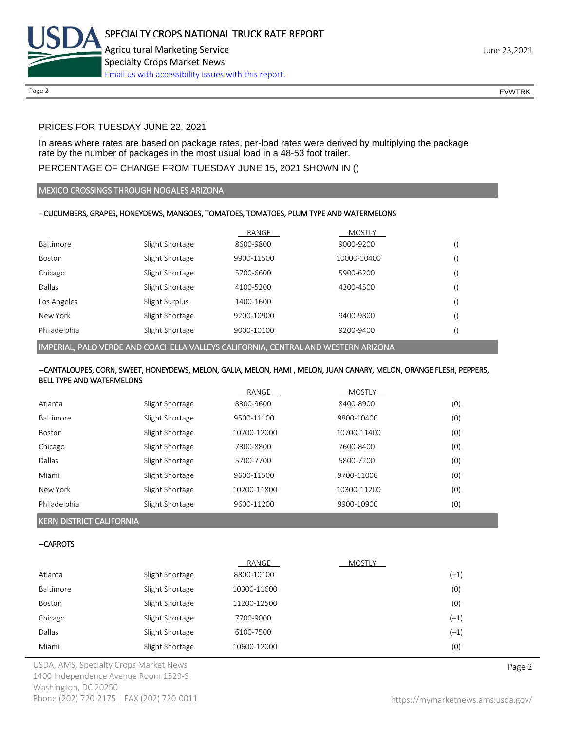PRICES FOR TUESDAY JUNE 22, 2021

In areas where rates are based on package rates, per-load rates were derived by multiplying the package rate by the number of packages in the most usual load in a 48-53 foot trailer.

PERCENTAGE OF CHANGE FROM TUESDAY JUNE 15, 2021 SHOWN IN ()

## MEXICO CROSSINGS THROUGH NOGALES ARIZONA

--CUCUMBERS, GRAPES, HONEYDEWS, MANGOES, TOMATOES, TOMATOES, PLUM TYPE AND WATERMELONS

| | | RANGE | MOSTLY | |
|---|---|---|---|---|
| Baltimore | Slight Shortage | 8600-9800 | 9000-9200 | () |
| Boston | Slight Shortage | 9900-11500 | 10000-10400 | () |
| Chicago | Slight Shortage | 5700-6600 | 5900-6200 | () |
| Dallas | Slight Shortage | 4100-5200 | 4300-4500 | () |
| Los Angeles | Slight Surplus | 1400-1600 | | () |
| New York | Slight Shortage | 9200-10900 | 9400-9800 | () |
| Philadelphia | Slight Shortage | 9000-10100 | 9200-9400 | () |

## IMPERIAL, PALO VERDE AND COACHELLA VALLEYS CALIFORNIA, CENTRAL AND WESTERN ARIZONA

--CANTALOUPES, CORN, SWEET, HONEYDEWS, MELON, GALIA, MELON, HAMI , MELON, JUAN CANARY, MELON, ORANGE FLESH, PEPPERS, BELL TYPE AND WATERMELONS

| | | RANGE | MOSTLY | |
|---|---|---|---|---|
| Atlanta | Slight Shortage | 8300-9600 | 8400-8900 | (0) |
| Baltimore | Slight Shortage | 9500-11100 | 9800-10400 | (0) |
| Boston | Slight Shortage | 10700-12000 | 10700-11400 | (0) |
| Chicago | Slight Shortage | 7300-8800 | 7600-8400 | (0) |
| Dallas | Slight Shortage | 5700-7700 | 5800-7200 | (0) |
| Miami | Slight Shortage | 9600-11500 | 9700-11000 | (0) |
| New York | Slight Shortage | 10200-11800 | 10300-11200 | (0) |
| Philadelphia | Slight Shortage | 9600-11200 | 9900-10900 | (0) |

## KERN DISTRICT CALIFORNIA

--CARROTS

| | | RANGE | MOSTLY | |
|---|---|---|---|---|
| Atlanta | Slight Shortage | 8800-10100 | | (+1) |
| Baltimore | Slight Shortage | 10300-11600 | | (0) |
| Boston | Slight Shortage | 11200-12500 | | (0) |
| Chicago | Slight Shortage | 7700-9000 | | (+1) |
| Dallas | Slight Shortage | 6100-7500 | | (+1) |
| Miami | Slight Shortage | 10600-12000 | | (0) |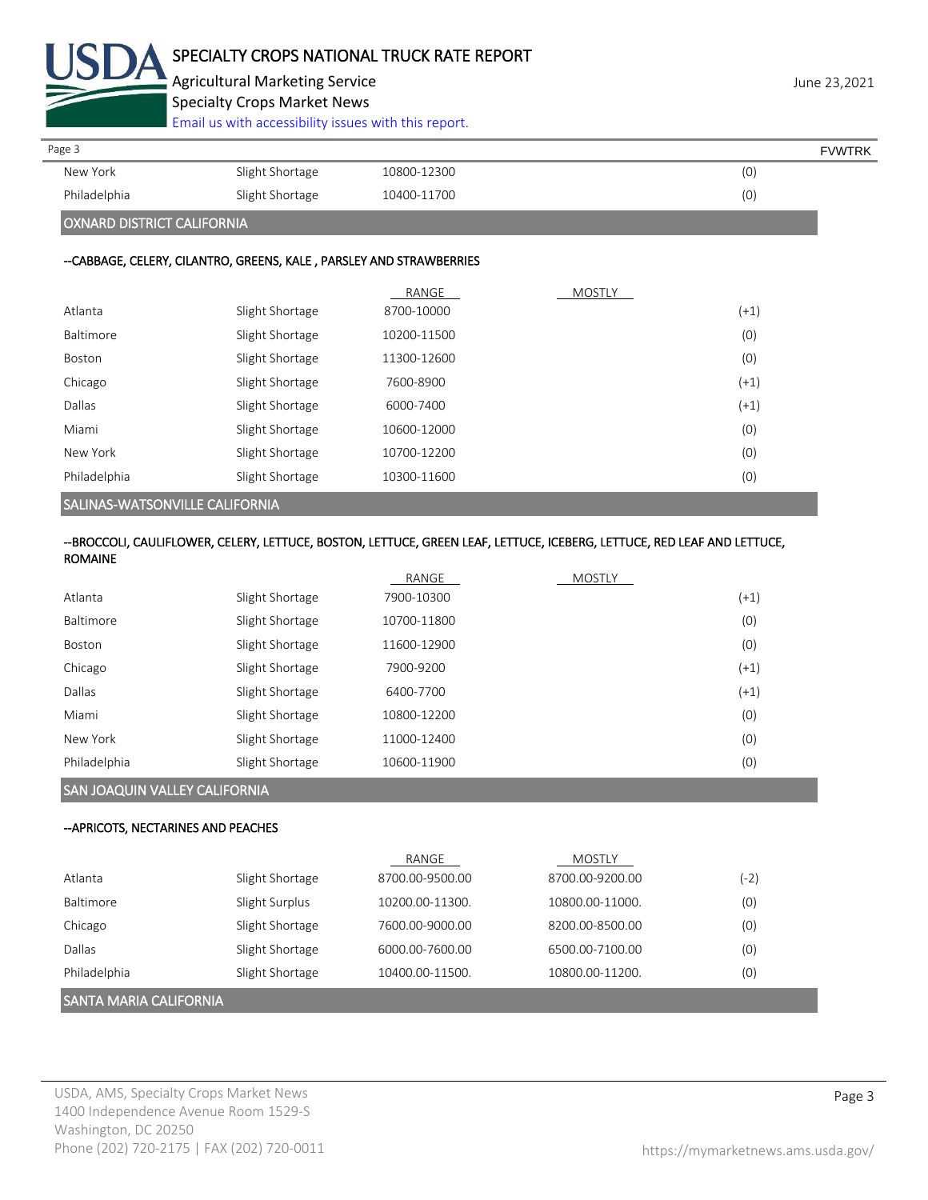| | | | | |
|---|---|---|---|---|
| New York | Slight Shortage | 10800-12300 | | (0) |
| Philadelphia | Slight Shortage | 10400-11700 | | (0) |

## OXNARD DISTRICT CALIFORNIA

### --CABBAGE, CELERY, CILANTRO, GREENS, KALE , PARSLEY AND STRAWBERRIES

| | | RANGE | MOSTLY | |
|---|---|---|---|---|
| Atlanta | Slight Shortage | 8700-10000 | | (+1) |
| Baltimore | Slight Shortage | 10200-11500 | | (0) |
| Boston | Slight Shortage | 11300-12600 | | (0) |
| Chicago | Slight Shortage | 7600-8900 | | (+1) |
| Dallas | Slight Shortage | 6000-7400 | | (+1) |
| Miami | Slight Shortage | 10600-12000 | | (0) |
| New York | Slight Shortage | 10700-12200 | | (0) |
| Philadelphia | Slight Shortage | 10300-11600 | | (0) |

## SALINAS-WATSONVILLE CALIFORNIA

### --BROCCOLI, CAULIFLOWER, CELERY, LETTUCE, BOSTON, LETTUCE, GREEN LEAF, LETTUCE, ICEBERG, LETTUCE, RED LEAF AND LETTUCE, ROMAINE

| | | RANGE | MOSTLY | |
|---|---|---|---|---|
| Atlanta | Slight Shortage | 7900-10300 | | (+1) |
| Baltimore | Slight Shortage | 10700-11800 | | (0) |
| Boston | Slight Shortage | 11600-12900 | | (0) |
| Chicago | Slight Shortage | 7900-9200 | | (+1) |
| Dallas | Slight Shortage | 6400-7700 | | (+1) |
| Miami | Slight Shortage | 10800-12200 | | (0) |
| New York | Slight Shortage | 11000-12400 | | (0) |
| Philadelphia | Slight Shortage | 10600-11900 | | (0) |

## SAN JOAQUIN VALLEY CALIFORNIA

### --APRICOTS, NECTARINES AND PEACHES

| | | RANGE | MOSTLY | |
|---|---|---|---|---|
| Atlanta | Slight Shortage | 8700.00-9500.00 | 8700.00-9200.00 | (-2) |
| Baltimore | Slight Surplus | 10200.00-11300. | 10800.00-11000. | (0) |
| Chicago | Slight Shortage | 7600.00-9000.00 | 8200.00-8500.00 | (0) |
| Dallas | Slight Shortage | 6000.00-7600.00 | 6500.00-7100.00 | (0) |
| Philadelphia | Slight Shortage | 10400.00-11500. | 10800.00-11200. | (0) |

## SANTA MARIA CALIFORNIA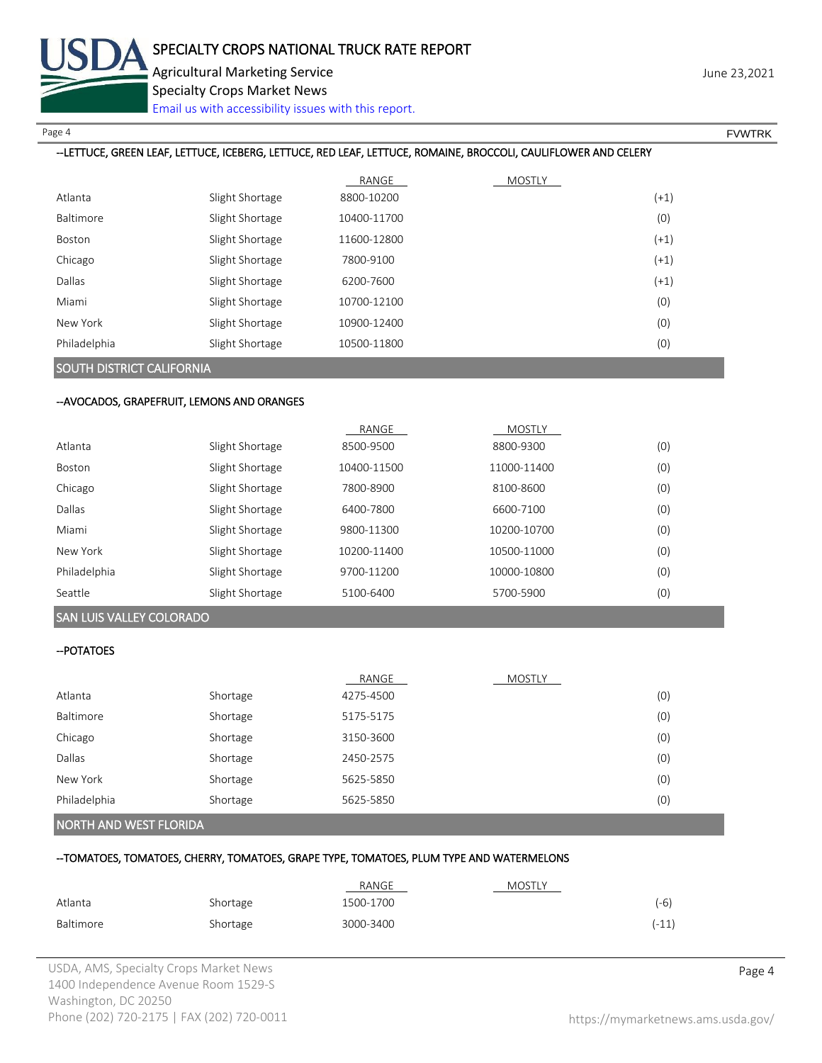--LETTUCE, GREEN LEAF, LETTUCE, ICEBERG, LETTUCE, RED LEAF, LETTUCE, ROMAINE, BROCCOLI, CAULIFLOWER AND CELERY

| | | RANGE | MOSTLY | |
|---|---|---|---|---|
| Atlanta | Slight Shortage | 8800-10200 | | (+1) |
| Baltimore | Slight Shortage | 10400-11700 | | (0) |
| Boston | Slight Shortage | 11600-12800 | | (+1) |
| Chicago | Slight Shortage | 7800-9100 | | (+1) |
| Dallas | Slight Shortage | 6200-7600 | | (+1) |
| Miami | Slight Shortage | 10700-12100 | | (0) |
| New York | Slight Shortage | 10900-12400 | | (0) |
| Philadelphia | Slight Shortage | 10500-11800 | | (0) |

## SOUTH DISTRICT CALIFORNIA

--AVOCADOS, GRAPEFRUIT, LEMONS AND ORANGES

| | | RANGE | MOSTLY | |
|---|---|---|---|---|
| Atlanta | Slight Shortage | 8500-9500 | 8800-9300 | (0) |
| Boston | Slight Shortage | 10400-11500 | 11000-11400 | (0) |
| Chicago | Slight Shortage | 7800-8900 | 8100-8600 | (0) |
| Dallas | Slight Shortage | 6400-7800 | 6600-7100 | (0) |
| Miami | Slight Shortage | 9800-11300 | 10200-10700 | (0) |
| New York | Slight Shortage | 10200-11400 | 10500-11000 | (0) |
| Philadelphia | Slight Shortage | 9700-11200 | 10000-10800 | (0) |
| Seattle | Slight Shortage | 5100-6400 | 5700-5900 | (0) |

## SAN LUIS VALLEY COLORADO

--POTATOES

| | | RANGE | MOSTLY | |
|---|---|---|---|---|
| Atlanta | Shortage | 4275-4500 | | (0) |
| Baltimore | Shortage | 5175-5175 | | (0) |
| Chicago | Shortage | 3150-3600 | | (0) |
| Dallas | Shortage | 2450-2575 | | (0) |
| New York | Shortage | 5625-5850 | | (0) |
| Philadelphia | Shortage | 5625-5850 | | (0) |

## NORTH AND WEST FLORIDA

--TOMATOES, TOMATOES, CHERRY, TOMATOES, GRAPE TYPE, TOMATOES, PLUM TYPE AND WATERMELONS

| | | RANGE | MOSTLY | |
|---|---|---|---|---|
| Atlanta | Shortage | 1500-1700 | | (-6) |
| Baltimore | Shortage | 3000-3400 | | (-11) |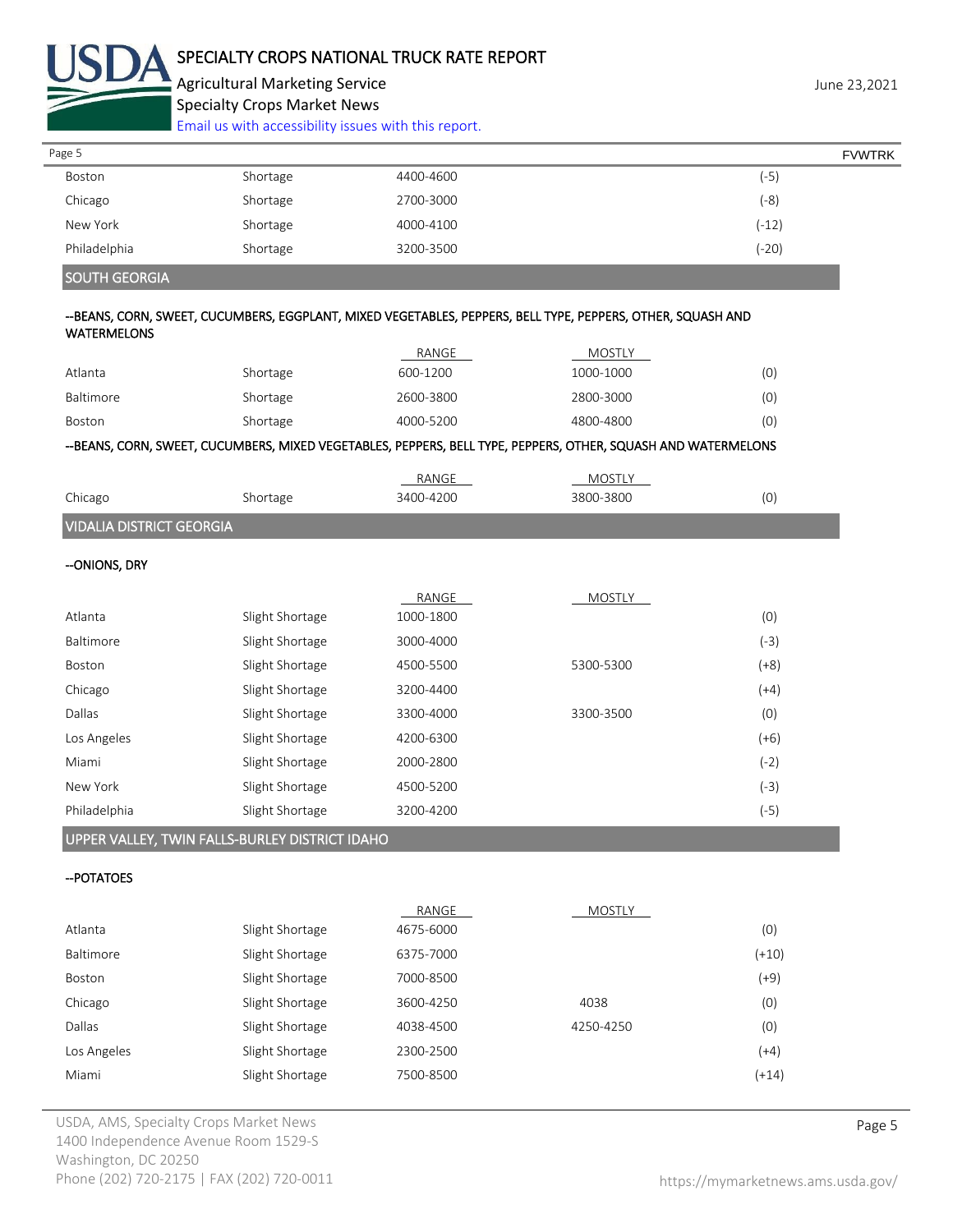| | | | | |
|---|---|---|---|---|
| Boston | Shortage | 4400-4600 | | (-5) |
| Chicago | Shortage | 2700-3000 | | (-8) |
| New York | Shortage | 4000-4100 | | (-12) |
| Philadelphia | Shortage | 3200-3500 | | (-20) |

## SOUTH GEORGIA

**--BEANS, CORN, SWEET, CUCUMBERS, EGGPLANT, MIXED VEGETABLES, PEPPERS, BELL TYPE, PEPPERS, OTHER, SQUASH AND WATERMELONS**

| | | RANGE | MOSTLY | |
|---|---|---|---|---|
| Atlanta | Shortage | 600-1200 | 1000-1000 | (0) |
| Baltimore | Shortage | 2600-3800 | 2800-3000 | (0) |
| Boston | Shortage | 4000-5200 | 4800-4800 | (0) |

**--BEANS, CORN, SWEET, CUCUMBERS, MIXED VEGETABLES, PEPPERS, BELL TYPE, PEPPERS, OTHER, SQUASH AND WATERMELONS**

| | | RANGE | MOSTLY | |
|---|---|---|---|---|
| Chicago | Shortage | 3400-4200 | 3800-3800 | (0) |

## VIDALIA DISTRICT GEORGIA

**--ONIONS, DRY**

| | | RANGE | MOSTLY | |
|---|---|---|---|---|
| Atlanta | Slight Shortage | 1000-1800 | | (0) |
| Baltimore | Slight Shortage | 3000-4000 | | (-3) |
| Boston | Slight Shortage | 4500-5500 | 5300-5300 | (+8) |
| Chicago | Slight Shortage | 3200-4400 | | (+4) |
| Dallas | Slight Shortage | 3300-4000 | 3300-3500 | (0) |
| Los Angeles | Slight Shortage | 4200-6300 | | (+6) |
| Miami | Slight Shortage | 2000-2800 | | (-2) |
| New York | Slight Shortage | 4500-5200 | | (-3) |
| Philadelphia | Slight Shortage | 3200-4200 | | (-5) |

## UPPER VALLEY, TWIN FALLS-BURLEY DISTRICT IDAHO

**--POTATOES**

| | | RANGE | MOSTLY | |
|---|---|---|---|---|
| Atlanta | Slight Shortage | 4675-6000 | | (0) |
| Baltimore | Slight Shortage | 6375-7000 | | (+10) |
| Boston | Slight Shortage | 7000-8500 | | (+9) |
| Chicago | Slight Shortage | 3600-4250 | 4038 | (0) |
| Dallas | Slight Shortage | 4038-4500 | 4250-4250 | (0) |
| Los Angeles | Slight Shortage | 2300-2500 | | (+4) |
| Miami | Slight Shortage | 7500-8500 | | (+14) |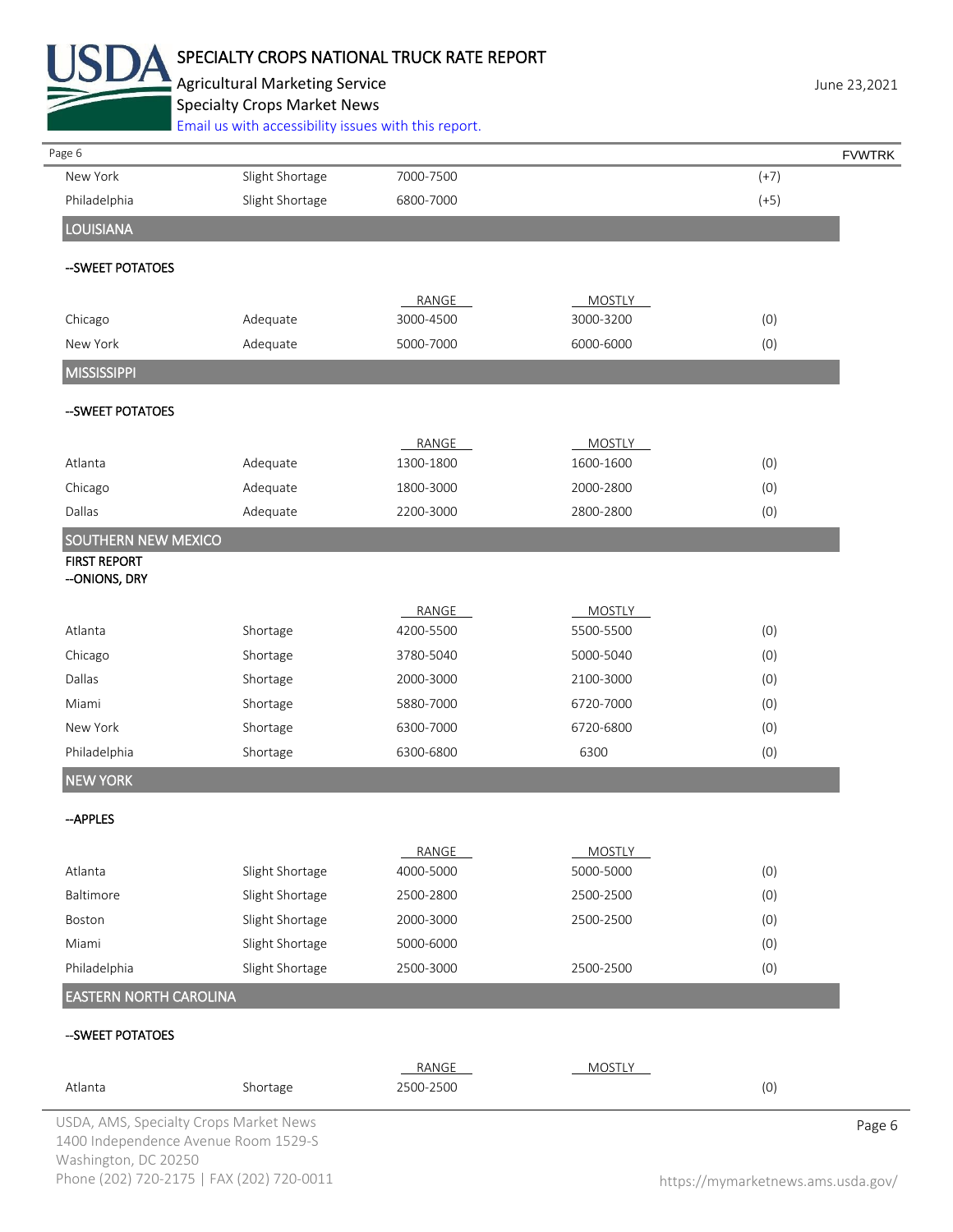| | | | | |
|---|---|---|---|---|
| New York | Slight Shortage | 7000-7500 | | (+7) |
| Philadelphia | Slight Shortage | 6800-7000 | | (+5) |

## LOUISIANA

--SWEET POTATOES

| | | RANGE | MOSTLY | |
|---|---|---|---|---|
| Chicago | Adequate | 3000-4500 | 3000-3200 | (0) |
| New York | Adequate | 5000-7000 | 6000-6000 | (0) |

## MISSISSIPPI

--SWEET POTATOES

| | | RANGE | MOSTLY | |
|---|---|---|---|---|
| Atlanta | Adequate | 1300-1800 | 1600-1600 | (0) |
| Chicago | Adequate | 1800-3000 | 2000-2800 | (0) |
| Dallas | Adequate | 2200-3000 | 2800-2800 | (0) |

## SOUTHERN NEW MEXICO

FIRST REPORT
--ONIONS, DRY

| | | RANGE | MOSTLY | |
|---|---|---|---|---|
| Atlanta | Shortage | 4200-5500 | 5500-5500 | (0) |
| Chicago | Shortage | 3780-5040 | 5000-5040 | (0) |
| Dallas | Shortage | 2000-3000 | 2100-3000 | (0) |
| Miami | Shortage | 5880-7000 | 6720-7000 | (0) |
| New York | Shortage | 6300-7000 | 6720-6800 | (0) |
| Philadelphia | Shortage | 6300-6800 | 6300 | (0) |

## NEW YORK

--APPLES

| | | RANGE | MOSTLY | |
|---|---|---|---|---|
| Atlanta | Slight Shortage | 4000-5000 | 5000-5000 | (0) |
| Baltimore | Slight Shortage | 2500-2800 | 2500-2500 | (0) |
| Boston | Slight Shortage | 2000-3000 | 2500-2500 | (0) |
| Miami | Slight Shortage | 5000-6000 | | (0) |
| Philadelphia | Slight Shortage | 2500-3000 | 2500-2500 | (0) |

## EASTERN NORTH CAROLINA

--SWEET POTATOES

| | | RANGE | MOSTLY | |
|---|---|---|---|---|
| Atlanta | Shortage | 2500-2500 | | (0) |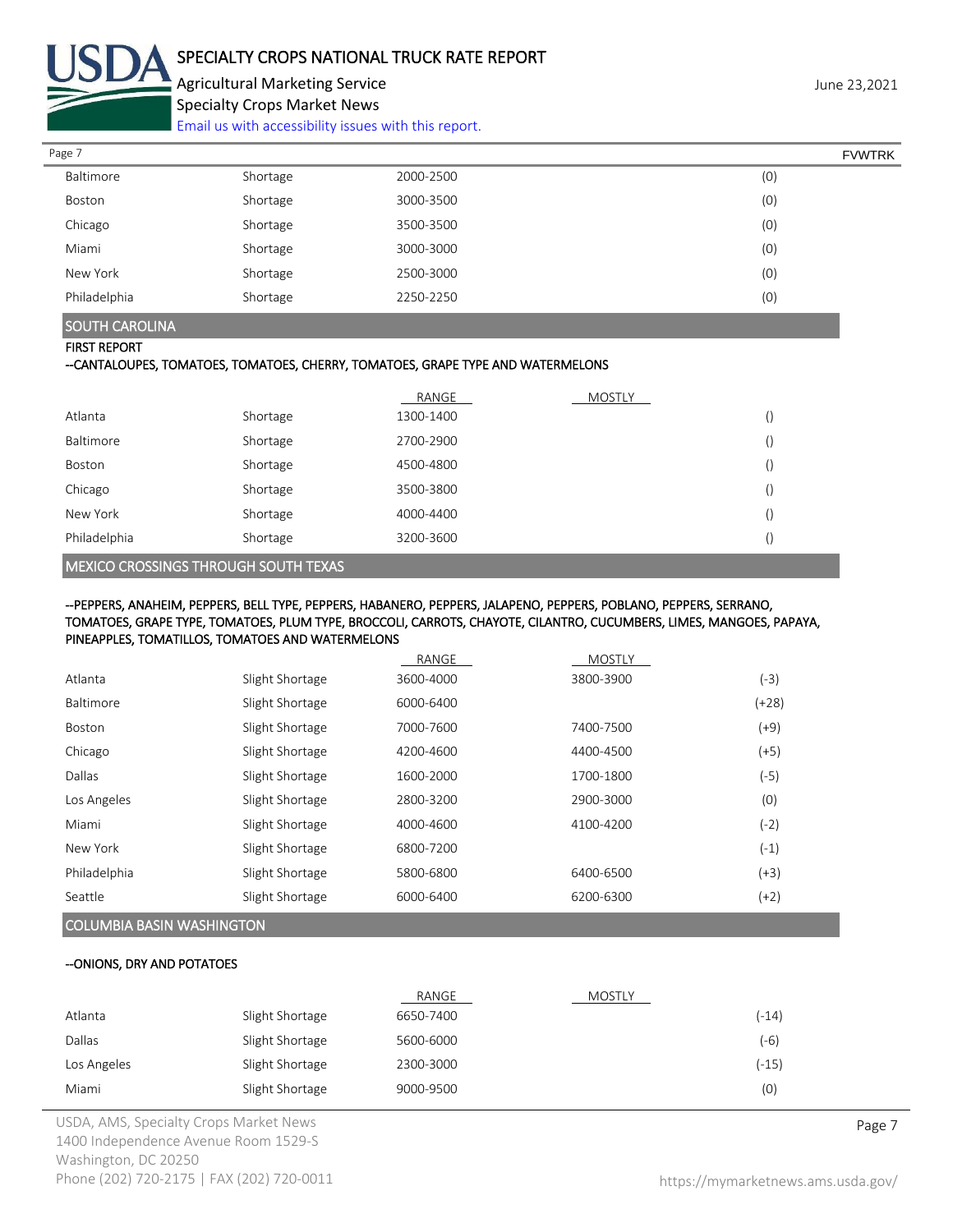| | | | | |
|---|---|---|---|---|
| Baltimore | Shortage | 2000-2500 | | (0) |
| Boston | Shortage | 3000-3500 | | (0) |
| Chicago | Shortage | 3500-3500 | | (0) |
| Miami | Shortage | 3000-3000 | | (0) |
| New York | Shortage | 2500-3000 | | (0) |
| Philadelphia | Shortage | 2250-2250 | | (0) |

## SOUTH CAROLINA

FIRST REPORT

--CANTALOUPES, TOMATOES, TOMATOES, CHERRY, TOMATOES, GRAPE TYPE AND WATERMELONS

| | | RANGE | MOSTLY | |
|---|---|---|---|---|
| Atlanta | Shortage | 1300-1400 | | () |
| Baltimore | Shortage | 2700-2900 | | () |
| Boston | Shortage | 4500-4800 | | () |
| Chicago | Shortage | 3500-3800 | | () |
| New York | Shortage | 4000-4400 | | () |
| Philadelphia | Shortage | 3200-3600 | | () |

## MEXICO CROSSINGS THROUGH SOUTH TEXAS

--PEPPERS, ANAHEIM, PEPPERS, BELL TYPE, PEPPERS, HABANERO, PEPPERS, JALAPENO, PEPPERS, POBLANO, PEPPERS, SERRANO, TOMATOES, GRAPE TYPE, TOMATOES, PLUM TYPE, BROCCOLI, CARROTS, CHAYOTE, CILANTRO, CUCUMBERS, LIMES, MANGOES, PAPAYA, PINEAPPLES, TOMATILLOS, TOMATOES AND WATERMELONS

| | | RANGE | MOSTLY | |
|---|---|---|---|---|
| Atlanta | Slight Shortage | 3600-4000 | 3800-3900 | (-3) |
| Baltimore | Slight Shortage | 6000-6400 | | (+28) |
| Boston | Slight Shortage | 7000-7600 | 7400-7500 | (+9) |
| Chicago | Slight Shortage | 4200-4600 | 4400-4500 | (+5) |
| Dallas | Slight Shortage | 1600-2000 | 1700-1800 | (-5) |
| Los Angeles | Slight Shortage | 2800-3200 | 2900-3000 | (0) |
| Miami | Slight Shortage | 4000-4600 | 4100-4200 | (-2) |
| New York | Slight Shortage | 6800-7200 | | (-1) |
| Philadelphia | Slight Shortage | 5800-6800 | 6400-6500 | (+3) |
| Seattle | Slight Shortage | 6000-6400 | 6200-6300 | (+2) |

## COLUMBIA BASIN WASHINGTON

--ONIONS, DRY AND POTATOES

| | | RANGE | MOSTLY | |
|---|---|---|---|---|
| Atlanta | Slight Shortage | 6650-7400 | | (-14) |
| Dallas | Slight Shortage | 5600-6000 | | (-6) |
| Los Angeles | Slight Shortage | 2300-3000 | | (-15) |
| Miami | Slight Shortage | 9000-9500 | | (0) |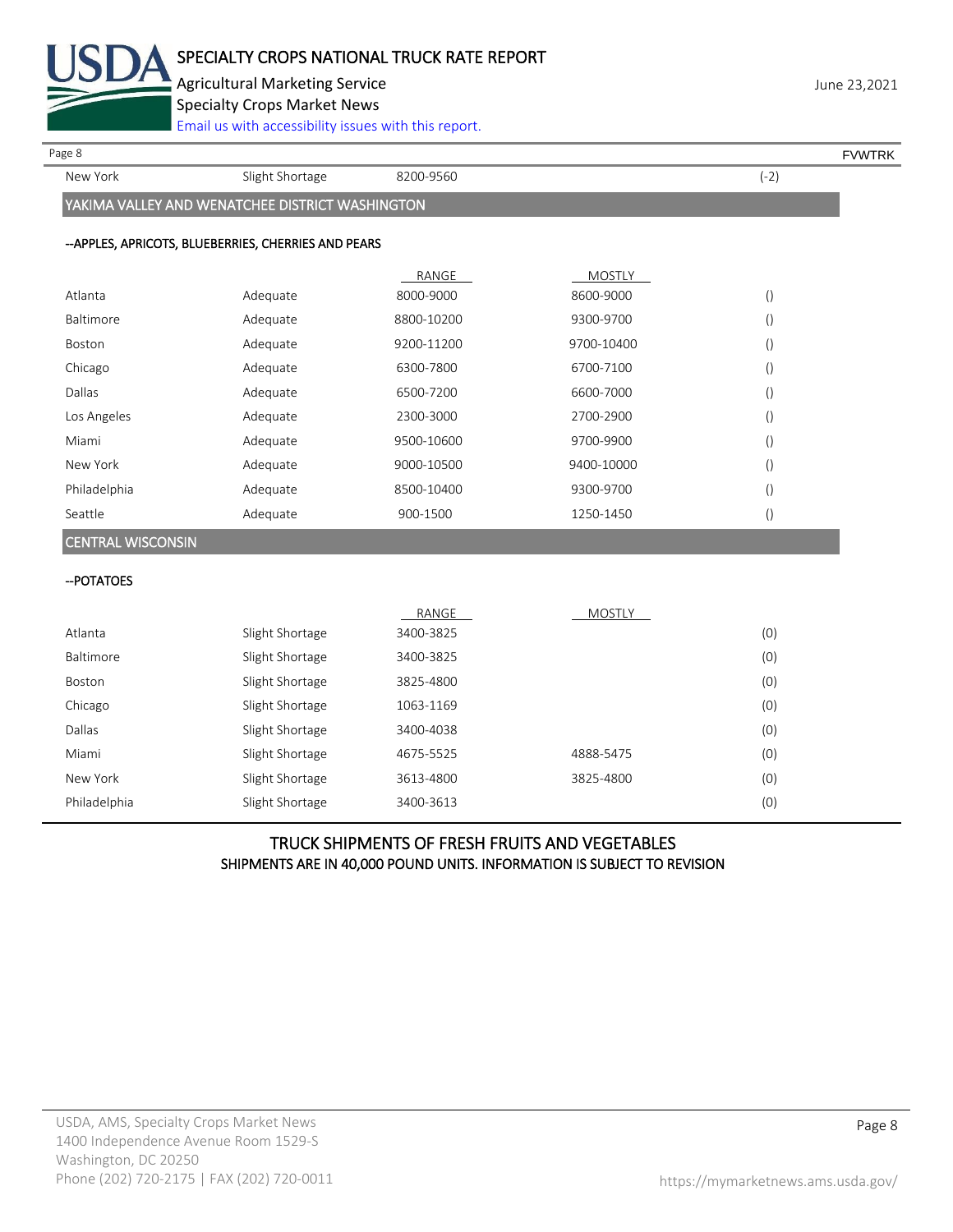| New York | Slight Shortage | 8200-9560 | | (-2) |
|---|---|---|---|---|

## YAKIMA VALLEY AND WENATCHEE DISTRICT WASHINGTON

### --APPLES, APRICOTS, BLUEBERRIES, CHERRIES AND PEARS

| | | RANGE | MOSTLY | |
|---|---|---|---|---|
| Atlanta | Adequate | 8000-9000 | 8600-9000 | () |
| Baltimore | Adequate | 8800-10200 | 9300-9700 | () |
| Boston | Adequate | 9200-11200 | 9700-10400 | () |
| Chicago | Adequate | 6300-7800 | 6700-7100 | () |
| Dallas | Adequate | 6500-7200 | 6600-7000 | () |
| Los Angeles | Adequate | 2300-3000 | 2700-2900 | () |
| Miami | Adequate | 9500-10600 | 9700-9900 | () |
| New York | Adequate | 9000-10500 | 9400-10000 | () |
| Philadelphia | Adequate | 8500-10400 | 9300-9700 | () |
| Seattle | Adequate | 900-1500 | 1250-1450 | () |

## CENTRAL WISCONSIN

### --POTATOES

| | | RANGE | MOSTLY | |
|---|---|---|---|---|
| Atlanta | Slight Shortage | 3400-3825 | | (0) |
| Baltimore | Slight Shortage | 3400-3825 | | (0) |
| Boston | Slight Shortage | 3825-4800 | | (0) |
| Chicago | Slight Shortage | 1063-1169 | | (0) |
| Dallas | Slight Shortage | 3400-4038 | | (0) |
| Miami | Slight Shortage | 4675-5525 | 4888-5475 | (0) |
| New York | Slight Shortage | 3613-4800 | 3825-4800 | (0) |
| Philadelphia | Slight Shortage | 3400-3613 | | (0) |

## TRUCK SHIPMENTS OF FRESH FRUITS AND VEGETABLES

SHIPMENTS ARE IN 40,000 POUND UNITS. INFORMATION IS SUBJECT TO REVISION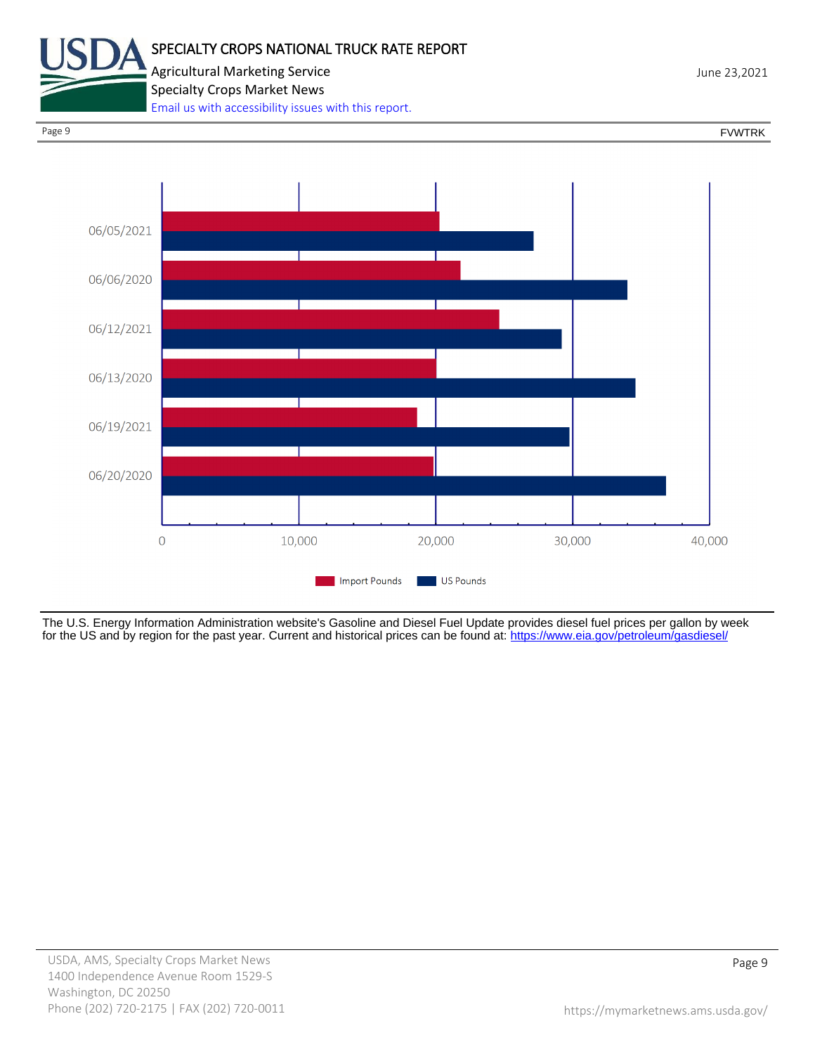06/05/2021

06/06/2020

06/12/2021

06/13/2020

06/19/2021

06/20/2020

0 10,000 20,000 30,000 40,000

Import Pounds US Pounds

The U.S. Energy Information Administration website's Gasoline and Diesel Fuel Update provides diesel fuel prices per gallon by week for the US and by region for the past year. Current and historical prices can be found at: https://www.eia.gov/petroleum/gasdiesel/